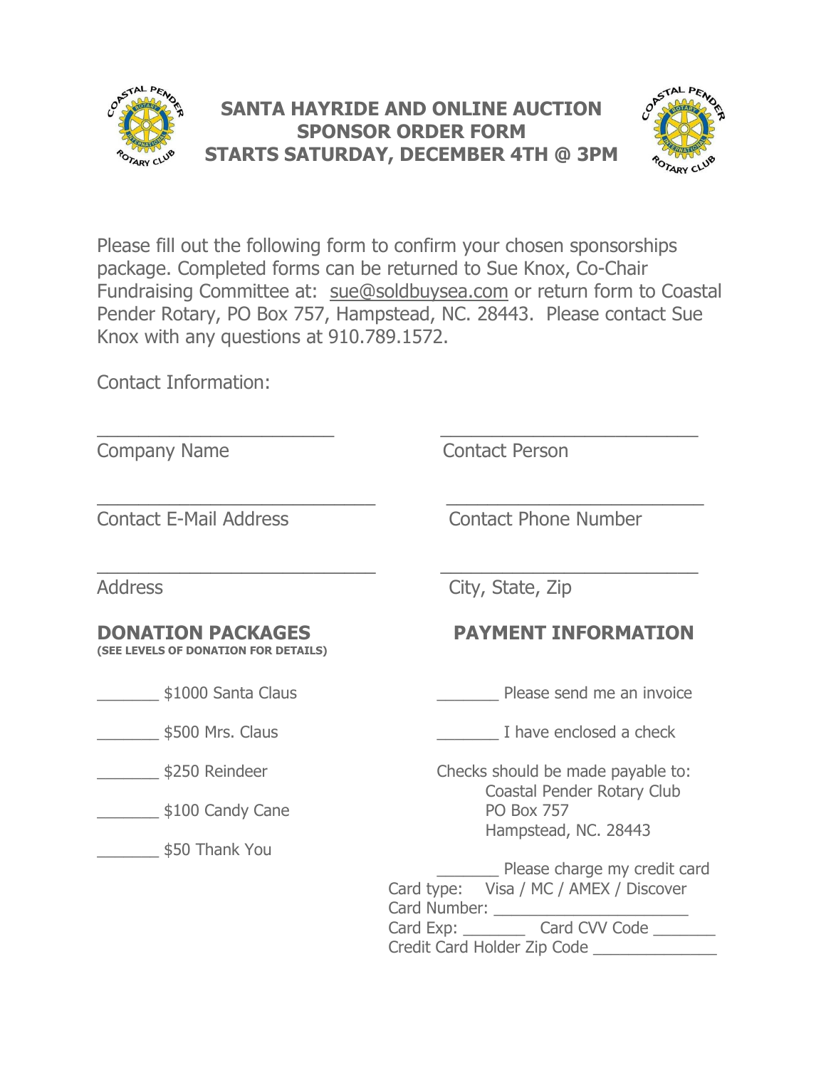# SANTA HAYRIDE AND ONLINE AUCTION SPONSOR ORDER FORM STARTS SATURDAY, DECEMBER 4TH @ 3PM

Please fill out the following form to confirm your chosen sponsorships package. Completed forms can be returned to Sue Knox, Co-Chair Fundraising Committee at: sue@soldbuysea.com or return form to Coastal Pender Rotary, PO Box 757, Hampstead, NC. 28443. Please contact Sue Knox with any questions at 910.789.1572.

Contact Information:

_______________________ Company Name

_________________________ Contact Person

___________________________ Contact E-Mail Address

_________________________ Contact Phone Number

___________________________ Address

_________________________ City, State, Zip

## DONATION PACKAGES

**(SEE LEVELS OF DONATION FOR DETAILS)**

_______ $1000 Santa Claus

_______ $500 Mrs. Claus

_______ $250 Reindeer

_______ $100 Candy Cane

_______ $50 Thank You

## PAYMENT INFORMATION

_______ Please send me an invoice

_______ I have enclosed a check

Checks should be made payable to:
Coastal Pender Rotary Club
PO Box 757
Hampstead, NC. 28443

_______ Please charge my credit card

Card type: Visa / MC / AMEX / Discover

Card Number: ______________________

Card Exp: _______ Card CVV Code _______

Credit Card Holder Zip Code ______________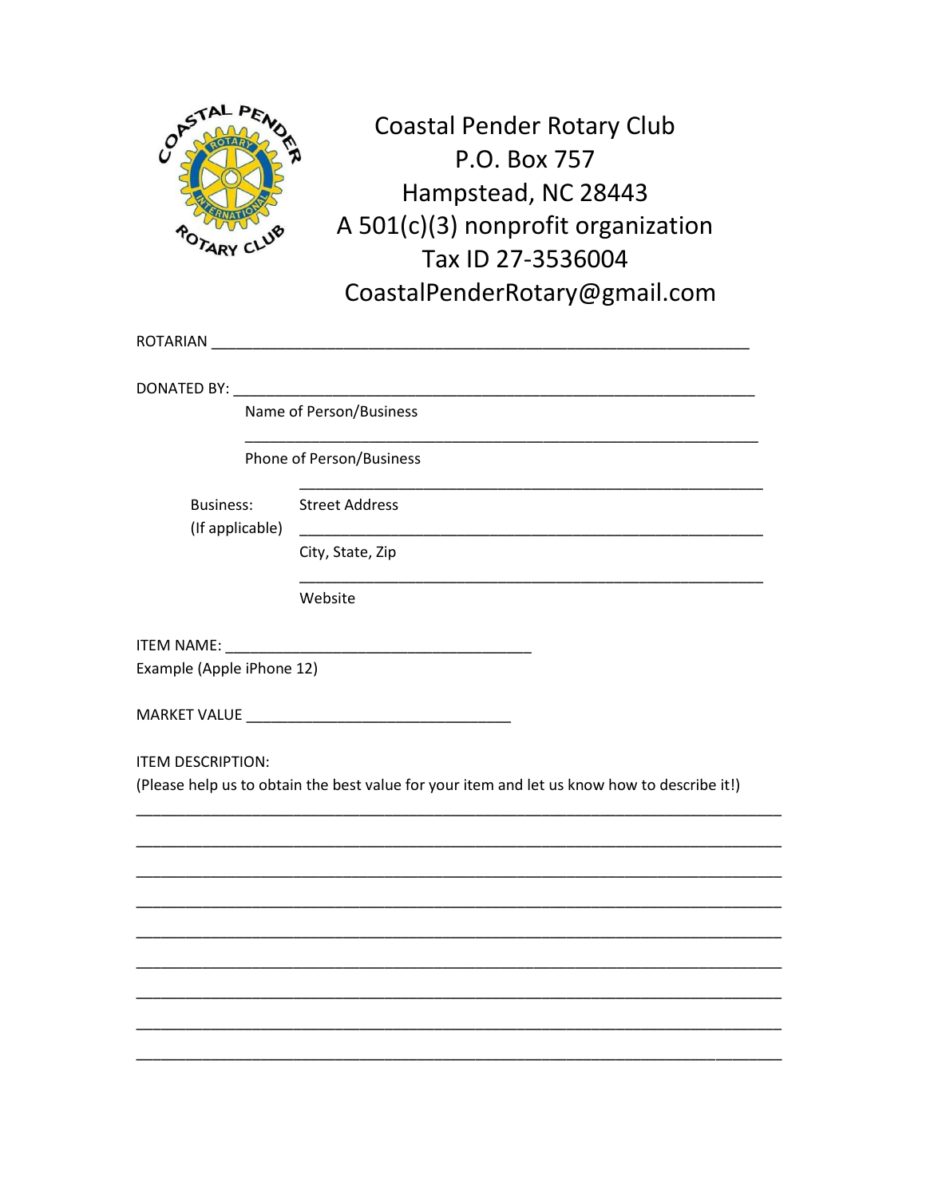Coastal Pender Rotary Club
P.O. Box 757
Hampstead, NC 28443
A 501(c)(3) nonprofit organization
Tax ID 27-3536004
CoastalPenderRotary@gmail.com

ROTARIAN ____________________________________________________________

DONATED BY: ___________________________________________________________

Name of Person/Business

___________________________________________________________

Phone of Person/Business

Business: (If applicable)

___________________________________________________________

Street Address

___________________________________________________________

City, State, Zip

___________________________________________________________

Website

ITEM NAME: __________________________________

Example (Apple iPhone 12)

MARKET VALUE ______________________________

ITEM DESCRIPTION:

(Please help us to obtain the best value for your item and let us know how to describe it!)

___________________________________________________________________________

___________________________________________________________________________

___________________________________________________________________________

___________________________________________________________________________

___________________________________________________________________________

___________________________________________________________________________

___________________________________________________________________________

___________________________________________________________________________

___________________________________________________________________________